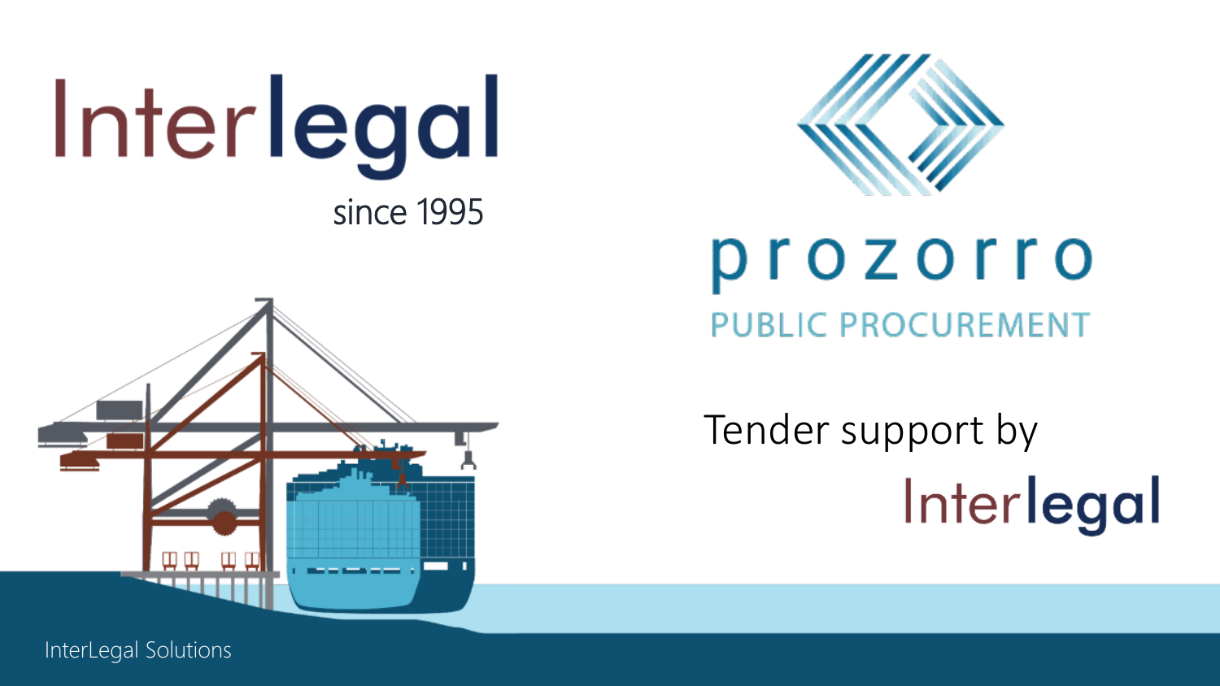# Interlegal

since 1995

# prozorro

PUBLIC PROCUREMENT

Tender support by

Interlegal

InterLegal Solutions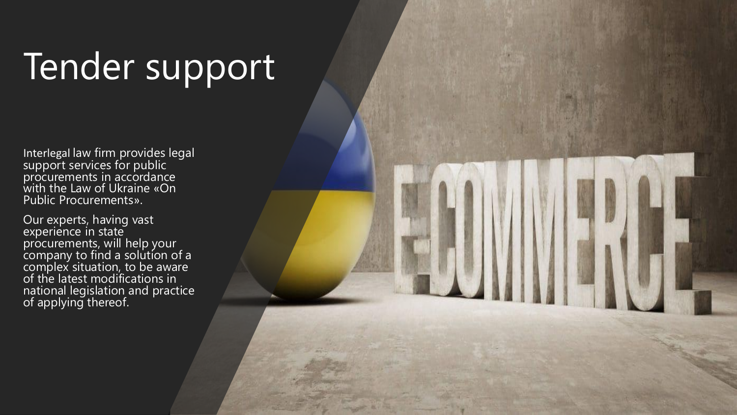# Tender support

Interlegal law firm provides legal support services for public procurements in accordance with the Law of Ukraine «On Public Procurements».

Our experts, having vast experience in state procurements, will help your company to find a solution of a complex situation, to be aware of the latest modifications in national legislation and practice of applying thereof.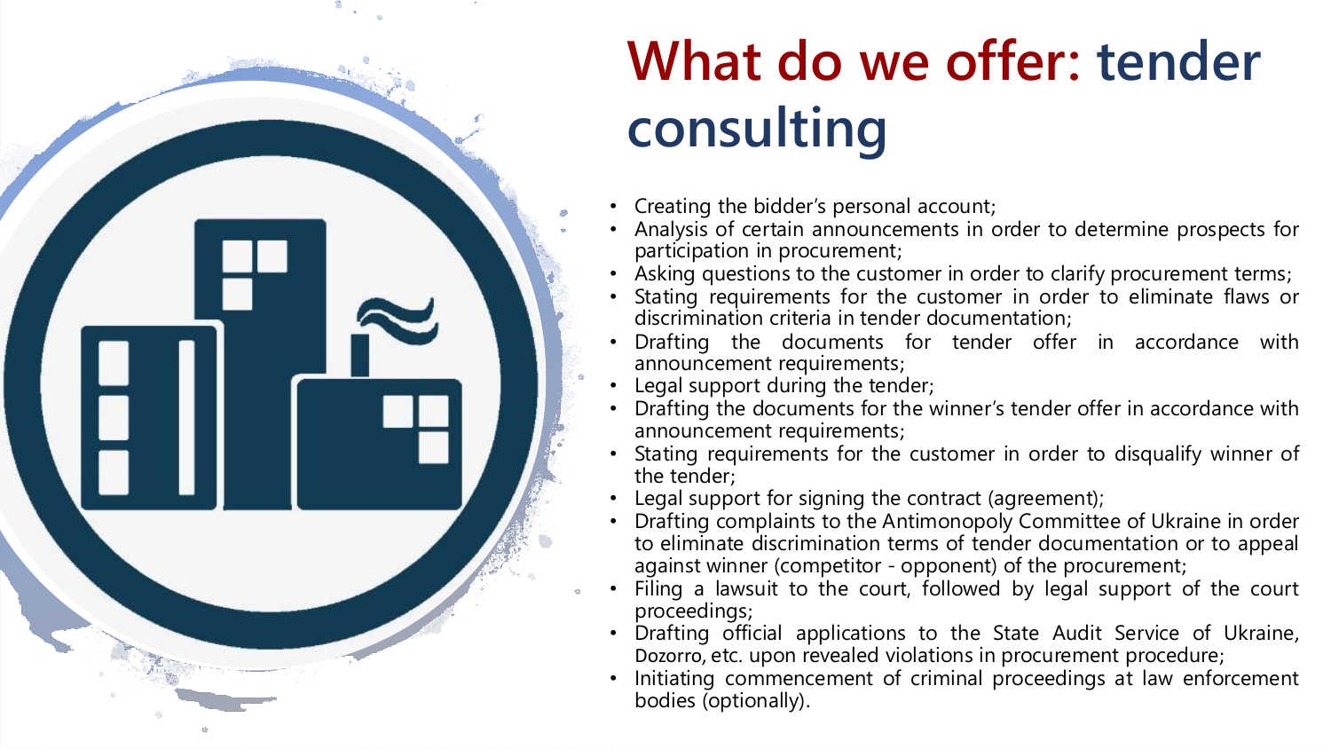# What do we offer: tender consulting

- Creating the bidder's personal account;
- Analysis of certain announcements in order to determine prospects for participation in procurement;
- Asking questions to the customer in order to clarify procurement terms;
- Stating requirements for the customer in order to eliminate flaws or discrimination criteria in tender documentation;
- Drafting the documents for tender offer in accordance with announcement requirements;
- Legal support during the tender;
- Drafting the documents for the winner's tender offer in accordance with announcement requirements;
- Stating requirements for the customer in order to disqualify winner of the tender;
- Legal support for signing the contract (agreement);
- Drafting complaints to the Antimonopoly Committee of Ukraine in order to eliminate discrimination terms of tender documentation or to appeal against winner (competitor - opponent) of the procurement;
- Filing a lawsuit to the court, followed by legal support of the court proceedings;
- Drafting official applications to the State Audit Service of Ukraine, Dozorro, etc. upon revealed violations in procurement procedure;
- Initiating commencement of criminal proceedings at law enforcement bodies (optionally).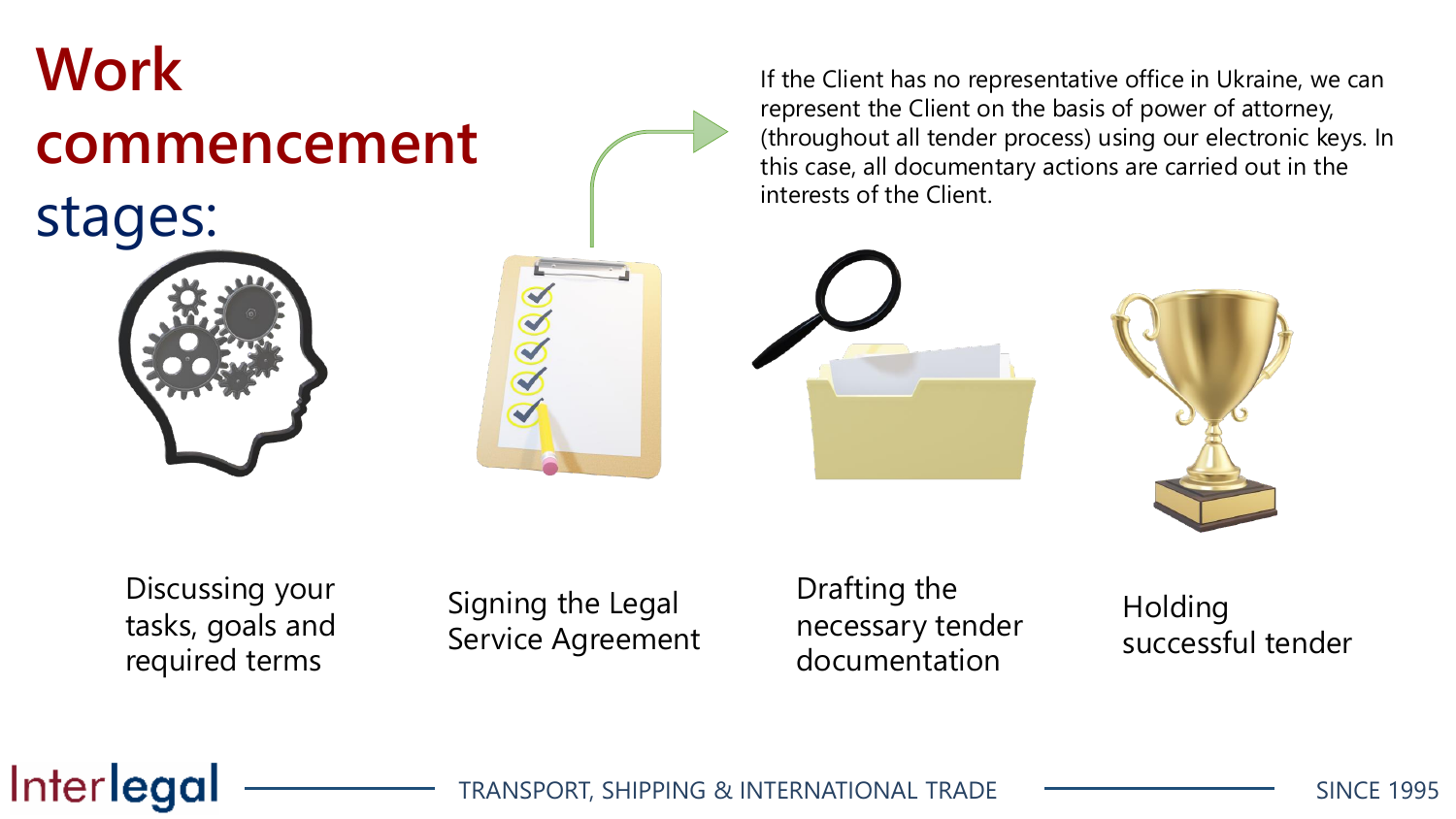# Work commencement stages:

If the Client has no representative office in Ukraine, we can represent the Client on the basis of power of attorney, (throughout all tender process) using our electronic keys. In this case, all documentary actions are carried out in the interests of the Client.

1. Discussing your tasks, goals and required terms
2. Signing the Legal Service Agreement
3. Drafting the necessary tender documentation
4. Holding successful tender

Interlegal — TRANSPORT, SHIPPING & INTERNATIONAL TRADE — SINCE 1995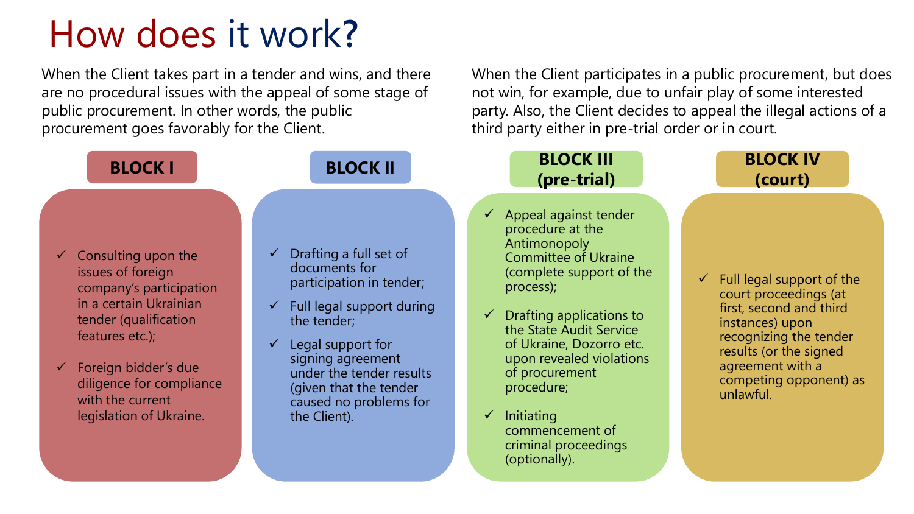# How does it work?

When the Client takes part in a tender and wins, and there are no procedural issues with the appeal of some stage of public procurement. In other words, the public procurement goes favorably for the Client.

When the Client participates in a public procurement, but does not win, for example, due to unfair play of some interested party. Also, the Client decides to appeal the illegal actions of a third party either in pre-trial order or in court.

## BLOCK I

- ✓ Consulting upon the issues of foreign company's participation in a certain Ukrainian tender (qualification features etc.);
- ✓ Foreign bidder's due diligence for compliance with the current legislation of Ukraine.

## BLOCK II

- ✓ Drafting a full set of documents for participation in tender;
- ✓ Full legal support during the tender;
- ✓ Legal support for signing agreement under the tender results (given that the tender caused no problems for the Client).

## BLOCK III (pre-trial)

- ✓ Appeal against tender procedure at the Antimonopoly Committee of Ukraine (complete support of the process);
- ✓ Drafting applications to the State Audit Service of Ukraine, Dozorro etc. upon revealed violations of procurement procedure;
- ✓ Initiating commencement of criminal proceedings (optionally).

## BLOCK IV (court)

- ✓ Full legal support of the court proceedings (at first, second and third instances) upon recognizing the tender results (or the signed agreement with a competing opponent) as unlawful.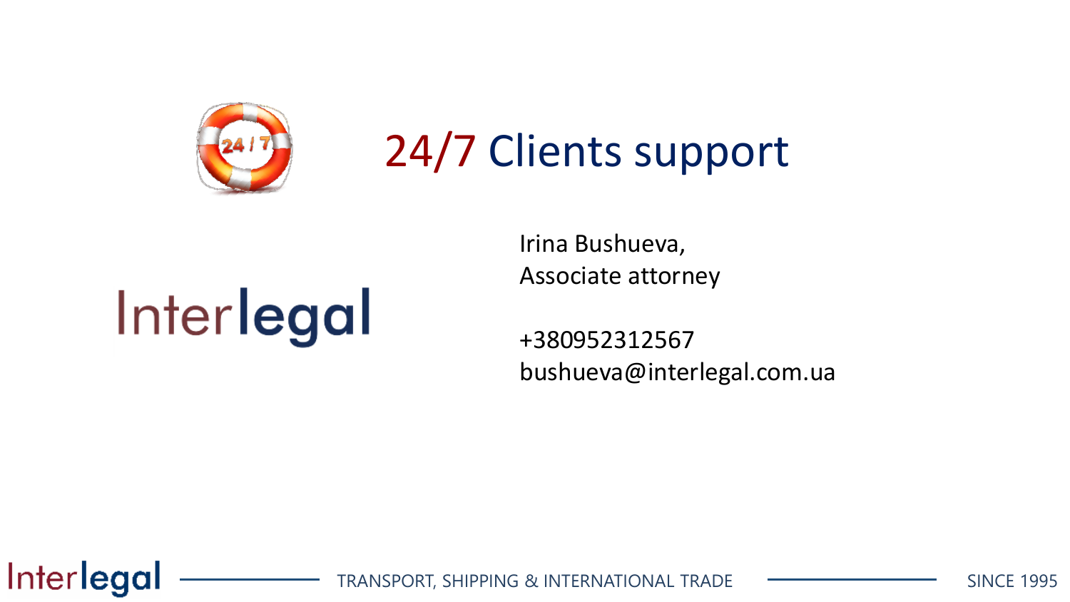# 24/7 Clients support

Interlegal

Irina Bushueva,
Associate attorney

+380952312567
bushueva@interlegal.com.ua